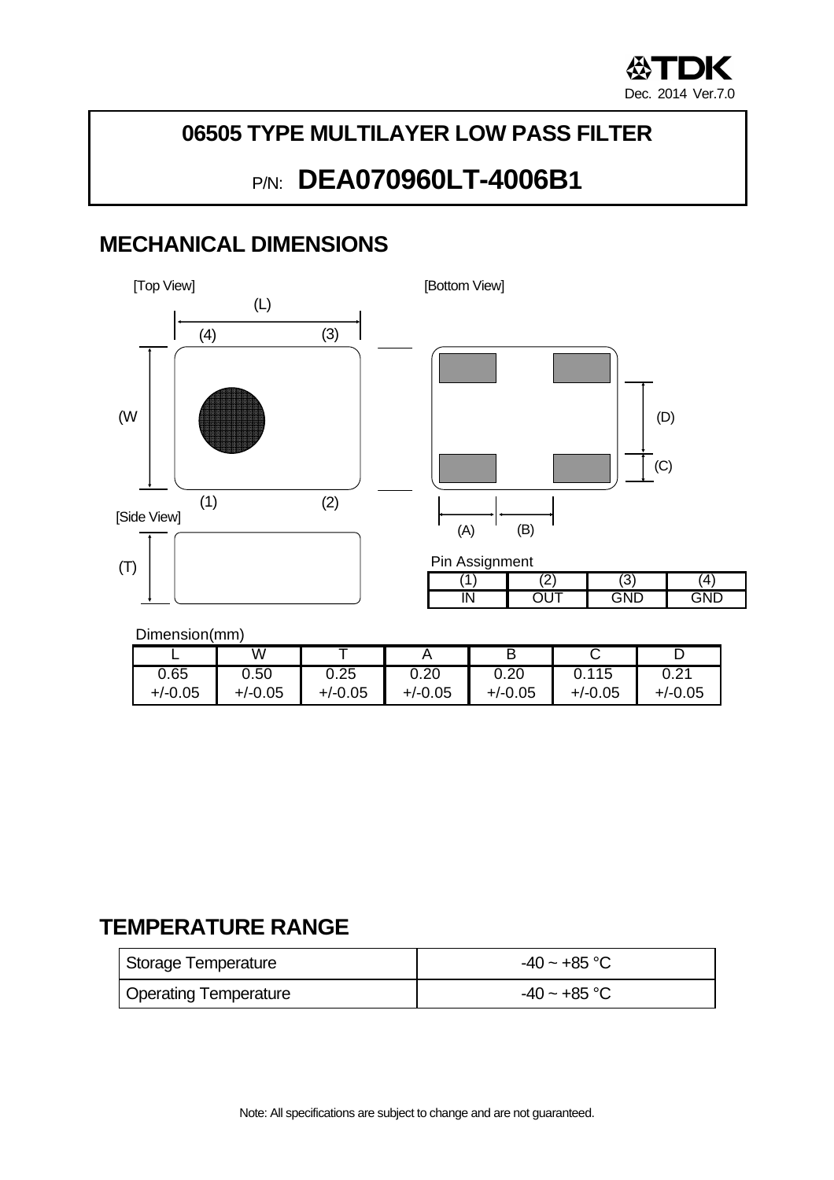# 06505 TYPE MULTILAYER LOW PASS FILTER

## P/N: DEA070960LT-4006B1

## MECHANICAL DIMENSIONS

[Top View]

[Bottom View]

[Side View]

Pin Assignment

| (1) | (2) | (3) | (4) |
|---|---|---|---|
| IN | OUT | GND | GND |

Dimension(mm)

| L | W | T | A | B | C | D |
|---|---|---|---|---|---|---|
| 0.65 +/-0.05 | 0.50 +/-0.05 | 0.25 +/-0.05 | 0.20 +/-0.05 | 0.20 +/-0.05 | 0.115 +/-0.05 | 0.21 +/-0.05 |

## TEMPERATURE RANGE

| Storage Temperature | -40 ~ +85 °C |
|---|---|
| Operating Temperature | -40 ~ +85 °C |

Note: All specifications are subject to change and are not guaranteed.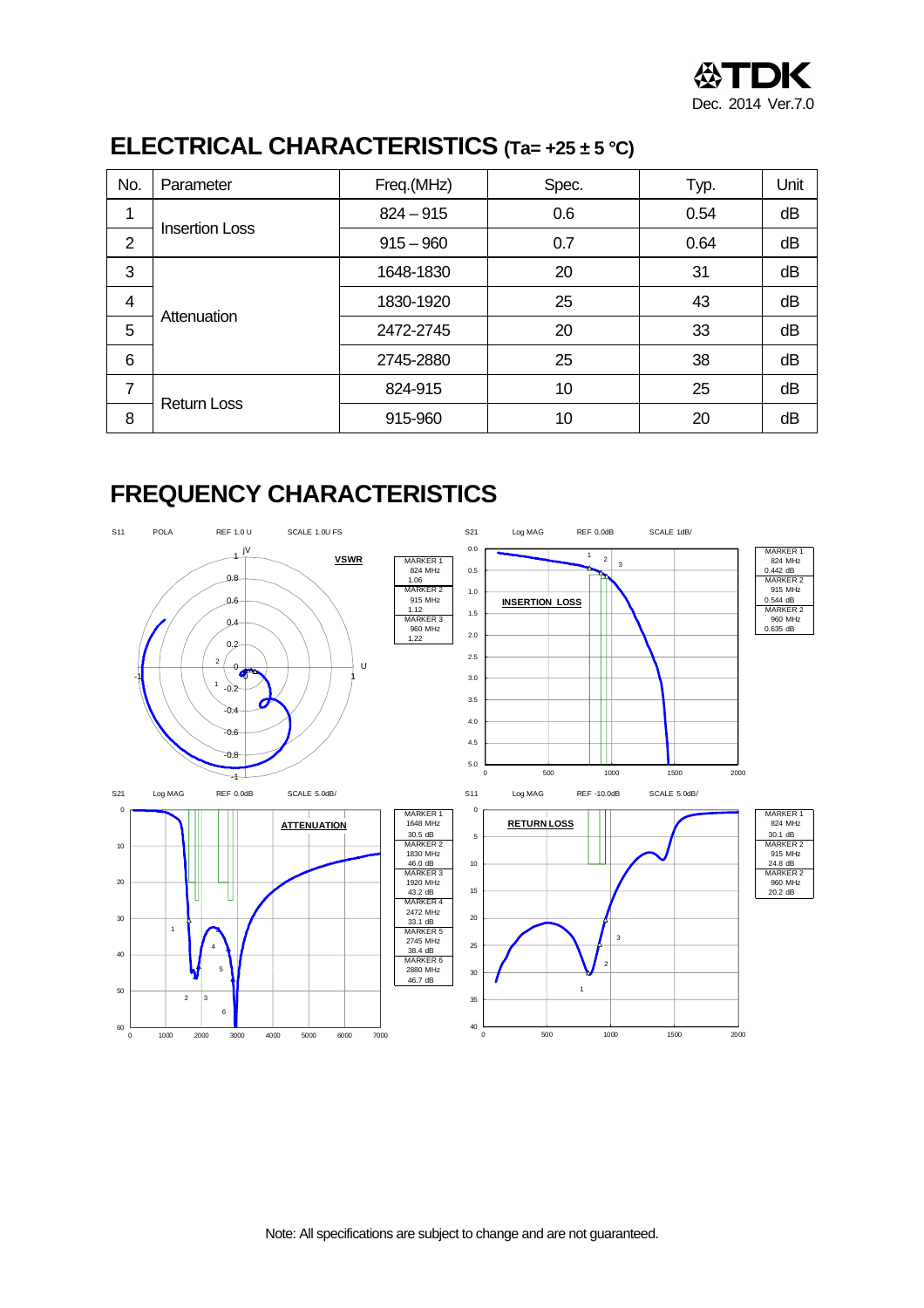## ELECTRICAL CHARACTERISTICS (Ta= +25 ± 5 °C)

| No. | Parameter | Freq.(MHz) | Spec. | Typ. | Unit |
|---|---|---|---|---|---|
| 1 | Insertion Loss | 824 – 915 | 0.6 | 0.54 | dB |
| 2 | | 915 – 960 | 0.7 | 0.64 | dB |
| 3 | Attenuation | 1648-1830 | 20 | 31 | dB |
| 4 | | 1830-1920 | 25 | 43 | dB |
| 5 | | 2472-2745 | 20 | 33 | dB |
| 6 | | 2745-2880 | 25 | 38 | dB |
| 7 | Return Loss | 824-915 | 10 | 25 | dB |
| 8 | | 915-960 | 10 | 20 | dB |

## FREQUENCY CHARACTERISTICS

S11 POLA REF 1.0 U SCALE 1.0U FS

VSWR

MARKER 1 824 MHz 1.06
MARKER 2 915 MHz 1.12
MARKER 3 960 MHz 1.22

S21 Log MAG REF 0.0dB SCALE 1dB/

INSERTION LOSS

MARKER 1 824 MHz 0.442 dB
MARKER 2 915 MHz 0.544 dB
MARKER 2 960 MHz 0.635 dB

S21 Log MAG REF 0.0dB SCALE 5.0dB/

ATTENUATION

MARKER 1 1648 MHz 30.5 dB
MARKER 2 1830 MHz 46.0 dB
MARKER 3 1920 MHz 43.2 dB
MARKER 4 2472 MHz 33.1 dB
MARKER 5 2745 MHz 38.4 dB
MARKER 6 2880 MHz 46.7 dB

S11 Log MAG REF -10.0dB SCALE 5.0dB/

RETURN LOSS

MARKER 1 824 MHz 30.1 dB
MARKER 2 915 MHz 24.8 dB
MARKER 2 960 MHz 20.2 dB

Note: All specifications are subject to change and are not guaranteed.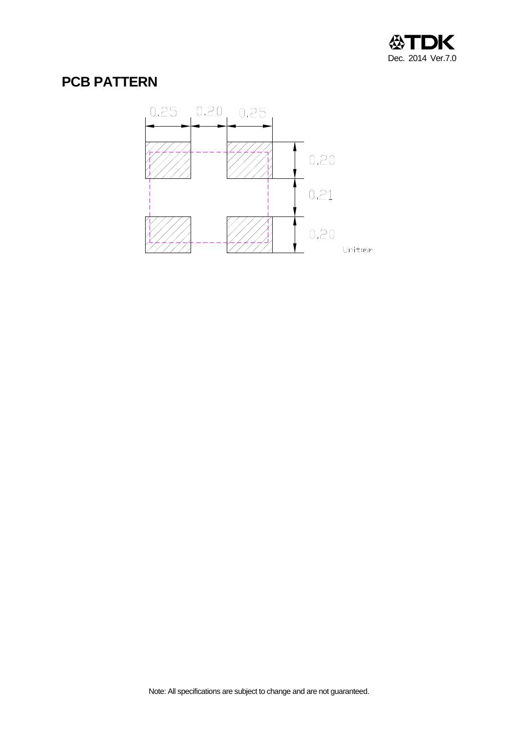## PCB PATTERN

0.25 0.20 0.25

0.20

0.21

0.20

Unit:mm

Note: All specifications are subject to change and are not guaranteed.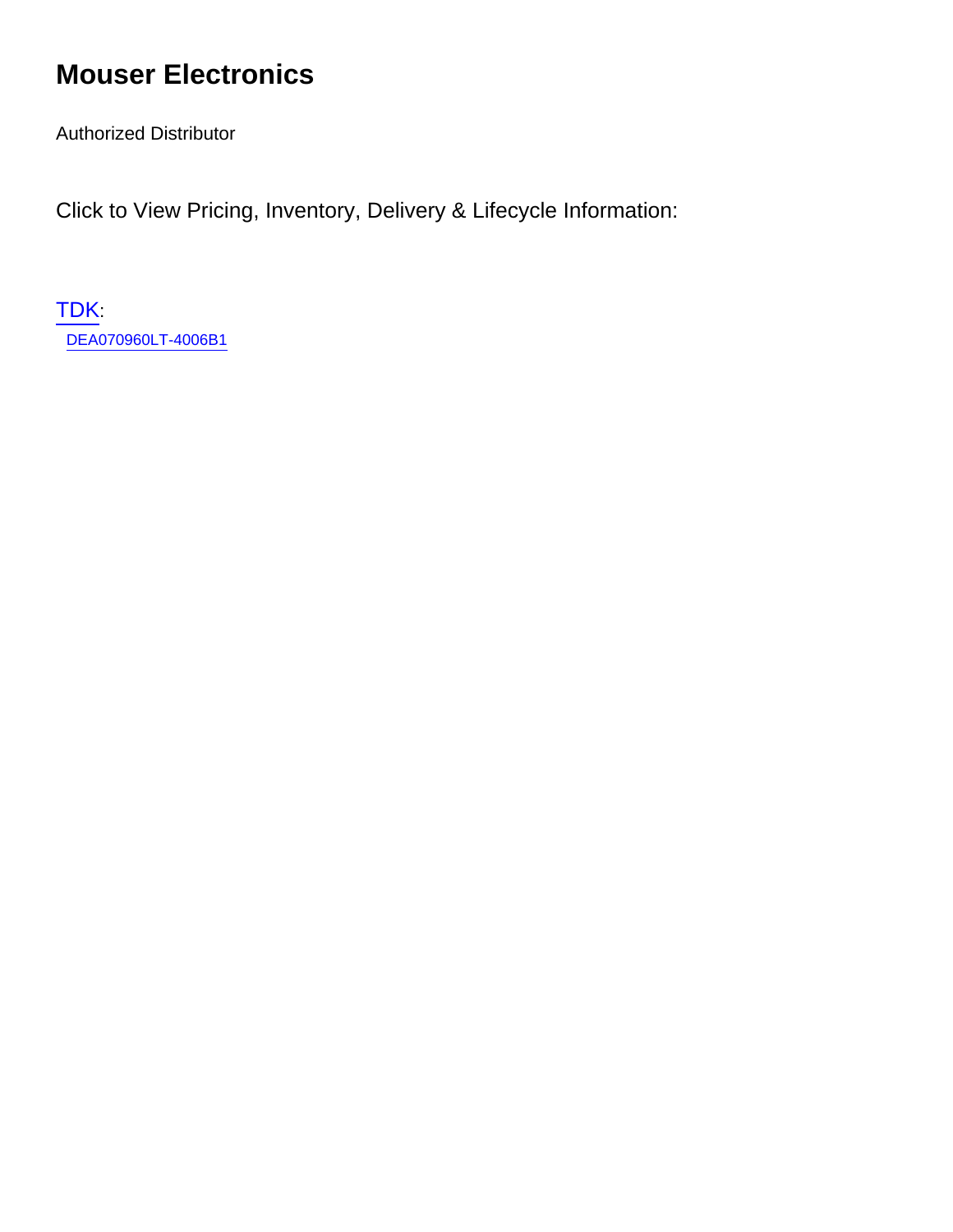# Mouser Electronics

Authorized Distributor

Click to View Pricing, Inventory, Delivery & Lifecycle Information:

TDK:

DEA070960LT-4006B1